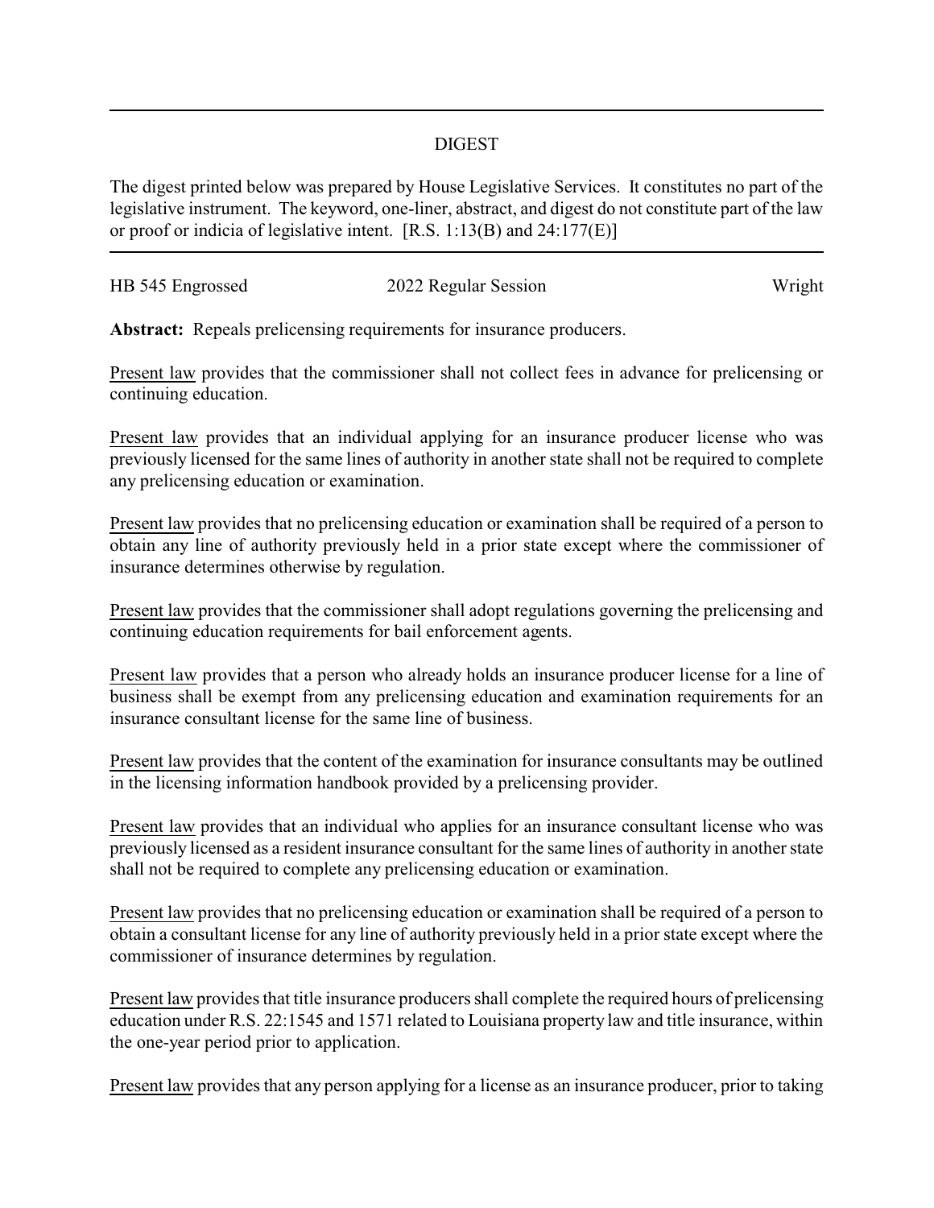## DIGEST

The digest printed below was prepared by House Legislative Services. It constitutes no part of the legislative instrument. The keyword, one-liner, abstract, and digest do not constitute part of the law or proof or indicia of legislative intent. [R.S. 1:13(B) and 24:177(E)]

| HB 545 Engrossed | 2022 Regular Session | Wright |
| --- | --- | --- |

**Abstract:** Repeals prelicensing requirements for insurance producers.

Present law provides that the commissioner shall not collect fees in advance for prelicensing or continuing education.

Present law provides that an individual applying for an insurance producer license who was previously licensed for the same lines of authority in another state shall not be required to complete any prelicensing education or examination.

Present law provides that no prelicensing education or examination shall be required of a person to obtain any line of authority previously held in a prior state except where the commissioner of insurance determines otherwise by regulation.

Present law provides that the commissioner shall adopt regulations governing the prelicensing and continuing education requirements for bail enforcement agents.

Present law provides that a person who already holds an insurance producer license for a line of business shall be exempt from any prelicensing education and examination requirements for an insurance consultant license for the same line of business.

Present law provides that the content of the examination for insurance consultants may be outlined in the licensing information handbook provided by a prelicensing provider.

Present law provides that an individual who applies for an insurance consultant license who was previously licensed as a resident insurance consultant for the same lines of authority in another state shall not be required to complete any prelicensing education or examination.

Present law provides that no prelicensing education or examination shall be required of a person to obtain a consultant license for any line of authority previously held in a prior state except where the commissioner of insurance determines by regulation.

Present law provides that title insurance producers shall complete the required hours of prelicensing education under R.S. 22:1545 and 1571 related to Louisiana property law and title insurance, within the one-year period prior to application.

Present law provides that any person applying for a license as an insurance producer, prior to taking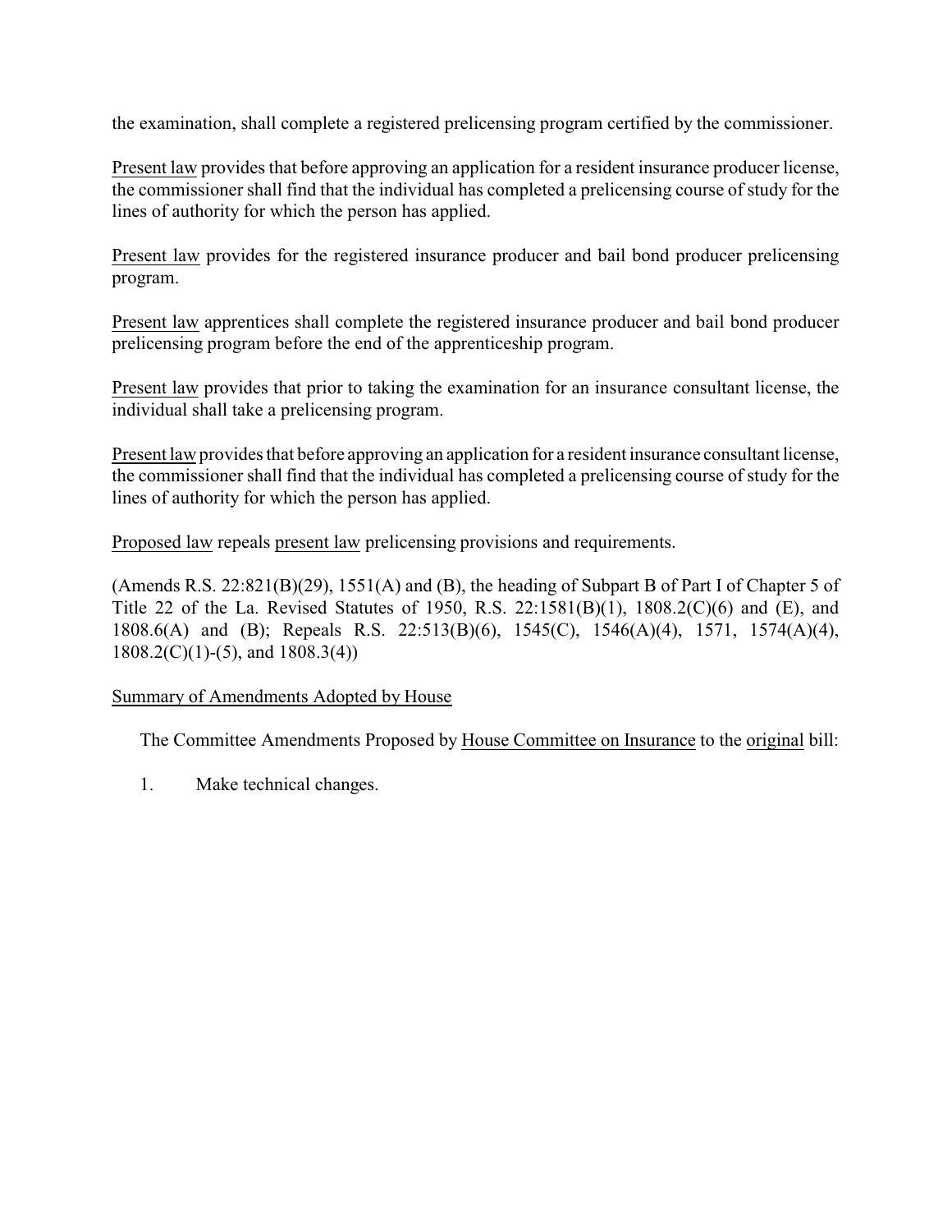the examination, shall complete a registered prelicensing program certified by the commissioner.

Present law provides that before approving an application for a resident insurance producer license, the commissioner shall find that the individual has completed a prelicensing course of study for the lines of authority for which the person has applied.

Present law provides for the registered insurance producer and bail bond producer prelicensing program.

Present law apprentices shall complete the registered insurance producer and bail bond producer prelicensing program before the end of the apprenticeship program.

Present law provides that prior to taking the examination for an insurance consultant license, the individual shall take a prelicensing program.

Present law provides that before approving an application for a resident insurance consultant license, the commissioner shall find that the individual has completed a prelicensing course of study for the lines of authority for which the person has applied.

Proposed law repeals present law prelicensing provisions and requirements.

(Amends R.S. 22:821(B)(29), 1551(A) and (B), the heading of Subpart B of Part I of Chapter 5 of Title 22 of the La. Revised Statutes of 1950, R.S. 22:1581(B)(1), 1808.2(C)(6) and (E), and 1808.6(A) and (B); Repeals R.S. 22:513(B)(6), 1545(C), 1546(A)(4), 1571, 1574(A)(4), 1808.2(C)(1)-(5), and 1808.3(4))

Summary of Amendments Adopted by House

The Committee Amendments Proposed by House Committee on Insurance to the original bill:

1. Make technical changes.